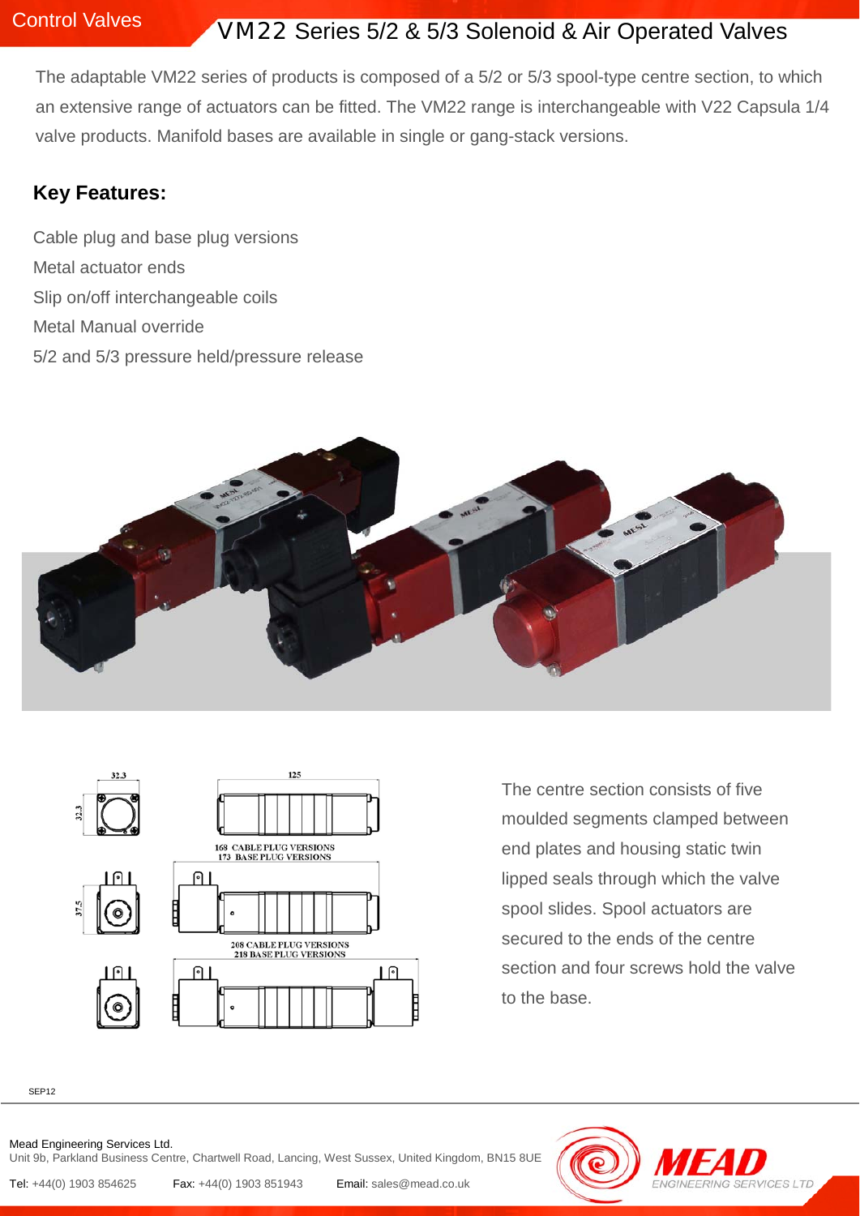# VM22 Series 5/2 & 5/3 Solenoid & Air Operated Valves

The adaptable VM22 series of products is composed of a 5/2 or 5/3 spool-type centre section, to which an extensive range of actuators can be fitted. The VM22 range is interchangeable with V22 Capsula 1/4 valve products. Manifold bases are available in single or gang-stack versions.

## Key Features:

Cable plug and base plug versions

Metal actuator ends

Slip on/off interchangeable coils

Metal Manual override

5/2 and 5/3 pressure held/pressure release

32.3

32.3

125

168 CABLE PLUG VERSIONS
173 BASE PLUG VERSIONS

37.5

208 CABLE PLUG VERSIONS
218 BASE PLUG VERSIONS

The centre section consists of five moulded segments clamped between end plates and housing static twin lipped seals through which the valve spool slides. Spool actuators are secured to the ends of the centre section and four screws hold the valve to the base.

SEP12

Mead Engineering Services Ltd.
Unit 9b, Parkland Business Centre, Chartwell Road, Lancing, West Sussex, United Kingdom, BN15 8UE

Tel: +44(0) 1903 854625 Fax: +44(0) 1903 851943 Email: sales@mead.co.uk

MEAD ENGINEERING SERVICES LTD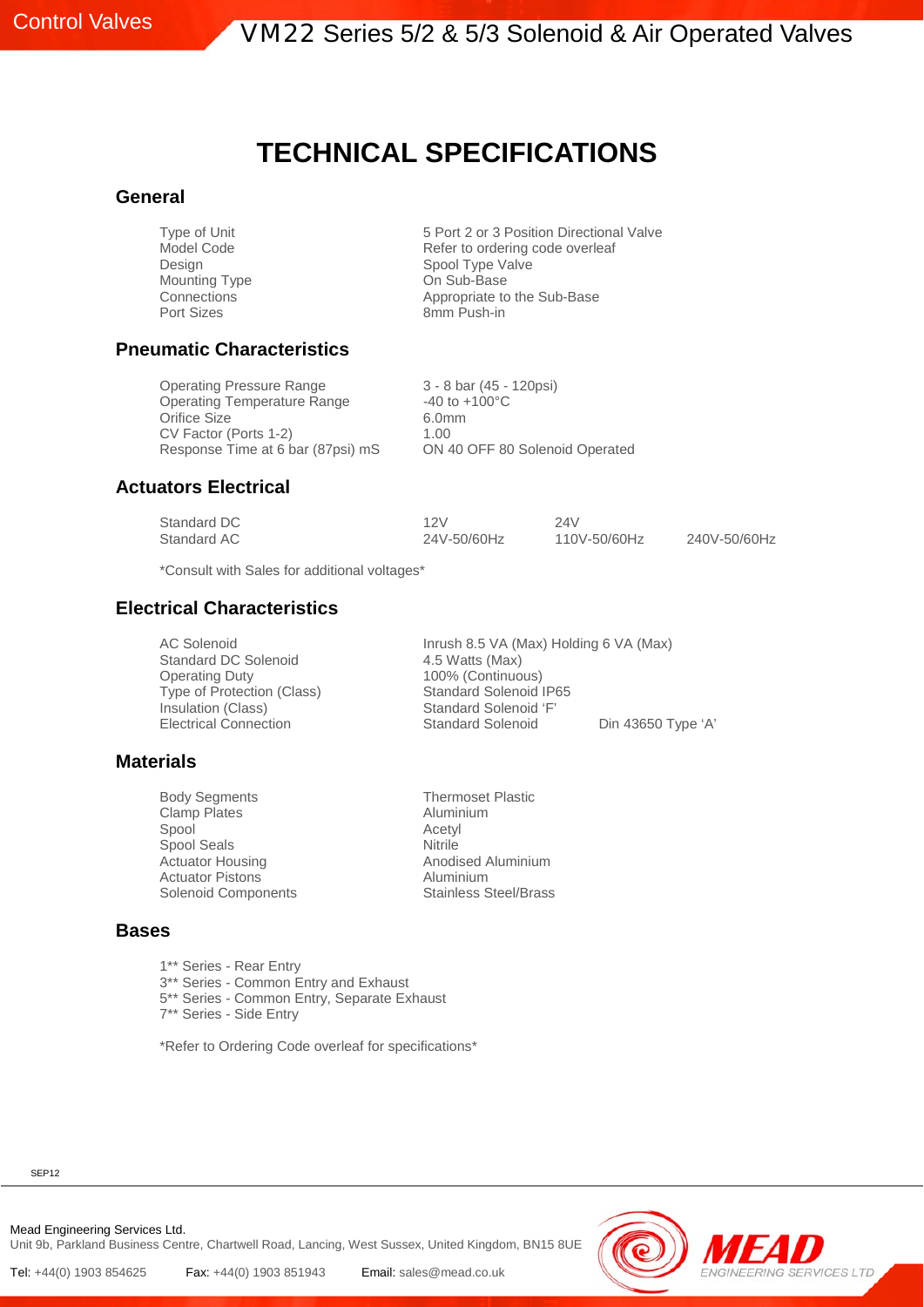# TECHNICAL SPECIFICATIONS

## General

| | |
|---|---|
| Type of Unit | 5 Port 2 or 3 Position Directional Valve |
| Model Code | Refer to ordering code overleaf |
| Design | Spool Type Valve |
| Mounting Type | On Sub-Base |
| Connections | Appropriate to the Sub-Base |
| Port Sizes | 8mm Push-in |

## Pneumatic Characteristics

| | |
|---|---|
| Operating Pressure Range | 3 - 8 bar (45 - 120psi) |
| Operating Temperature Range | -40 to +100°C |
| Orifice Size | 6.0mm |
| CV Factor (Ports 1-2) | 1.00 |
| Response Time at 6 bar (87psi) mS | ON 40 OFF 80 Solenoid Operated |

## Actuators Electrical

| | | | |
|---|---|---|---|
| Standard DC | 12V | 24V | |
| Standard AC | 24V-50/60Hz | 110V-50/60Hz | 240V-50/60Hz |

*Consult with Sales for additional voltages*

## Electrical Characteristics

| | | |
|---|---|---|
| AC Solenoid | Inrush 8.5 VA (Max) Holding 6 VA (Max) | |
| Standard DC Solenoid | 4.5 Watts (Max) | |
| Operating Duty | 100% (Continuous) | |
| Type of Protection (Class) | Standard Solenoid IP65 | |
| Insulation (Class) | Standard Solenoid 'F' | |
| Electrical Connection | Standard Solenoid | Din 43650 Type 'A' |

## Materials

| | |
|---|---|
| Body Segments | Thermoset Plastic |
| Clamp Plates | Aluminium |
| Spool | Acetyl |
| Spool Seals | Nitrile |
| Actuator Housing | Anodised Aluminium |
| Actuator Pistons | Aluminium |
| Solenoid Components | Stainless Steel/Brass |

## Bases

1** Series - Rear Entry
3** Series - Common Entry and Exhaust
5** Series - Common Entry, Separate Exhaust
7** Series - Side Entry

*Refer to Ordering Code overleaf for specifications*

SEP12

Mead Engineering Services Ltd.
Unit 9b, Parkland Business Centre, Chartwell Road, Lancing, West Sussex, United Kingdom, BN15 8UE

Tel: +44(0) 1903 854625 Fax: +44(0) 1903 851943 Email: sales@mead.co.uk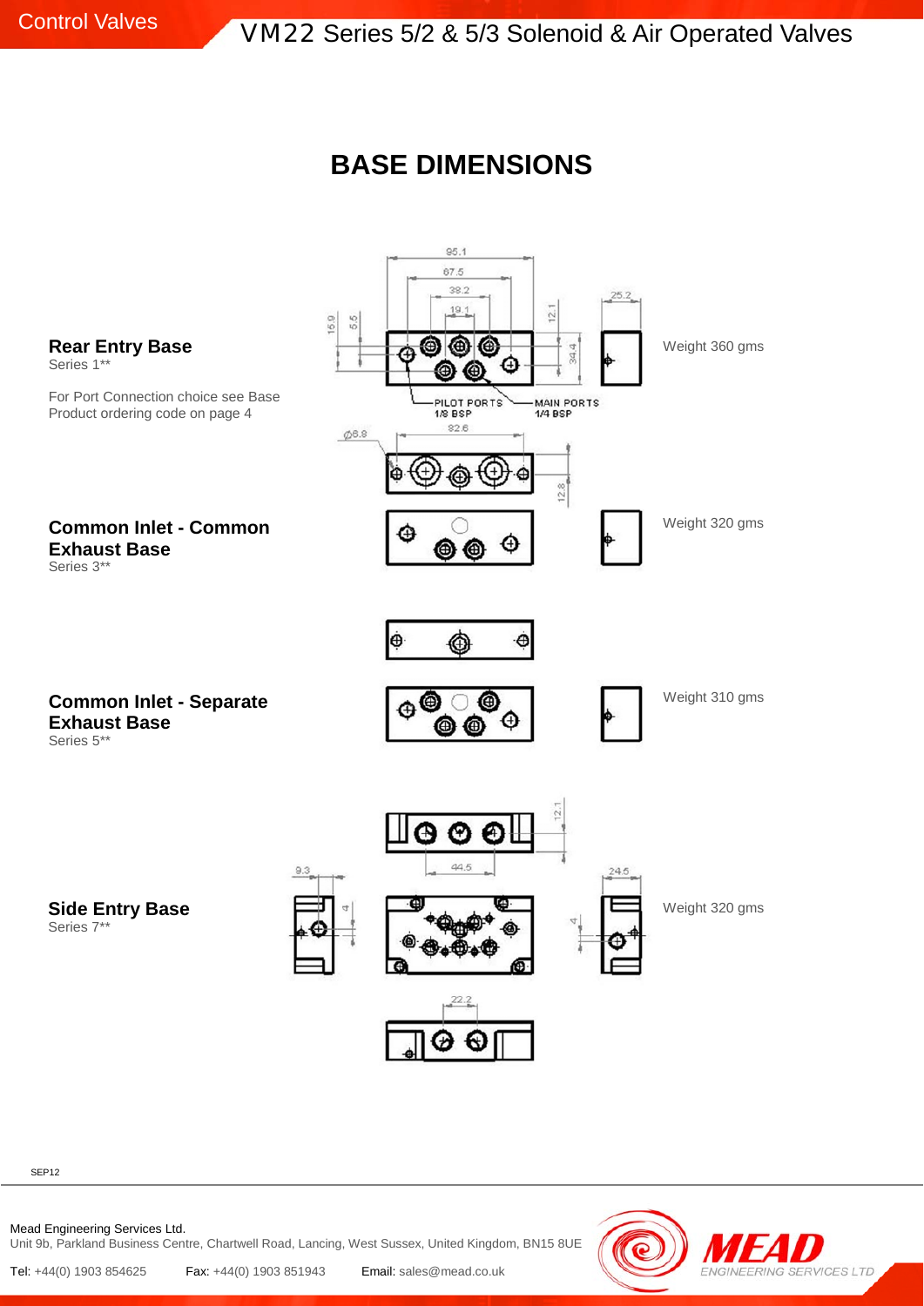# BASE DIMENSIONS

**Rear Entry Base**
Series 1**

For Port Connection choice see Base Product ordering code on page 4

95.1
67.5
38.2
19.1
15.9
5.5
12.1
25.2
34.4
PILOT PORTS 1/8 BSP
MAIN PORTS 1/4 BSP
82.6
Ø6.8
12.8

Weight 360 gms

**Common Inlet - Common Exhaust Base**
Series 3**

Weight 320 gms

**Common Inlet - Separate Exhaust Base**
Series 5**

Weight 310 gms

**Side Entry Base**
Series 7**

12.1
44.5
9.3
24.5
4
4
22.2

Weight 320 gms

SEP12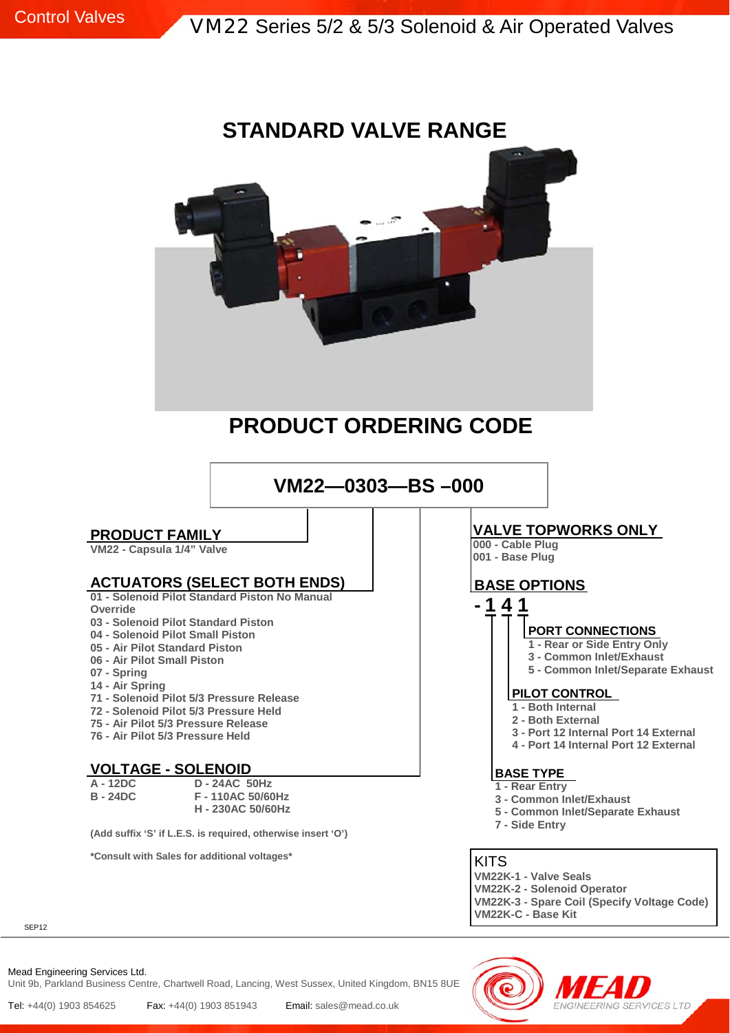# STANDARD VALVE RANGE

# PRODUCT ORDERING CODE

**VM22—0303—BS –000**

### PRODUCT FAMILY

**VM22 - Capsula 1/4" Valve**

### ACTUATORS (SELECT BOTH ENDS)

- **01 - Solenoid Pilot Standard Piston No Manual Override**
- **03 - Solenoid Pilot Standard Piston**
- **04 - Solenoid Pilot Small Piston**
- **05 - Air Pilot Standard Piston**
- **06 - Air Pilot Small Piston**
- **07 - Spring**
- **14 - Air Spring**
- **71 - Solenoid Pilot 5/3 Pressure Release**
- **72 - Solenoid Pilot 5/3 Pressure Held**
- **75 - Air Pilot 5/3 Pressure Release**
- **76 - Air Pilot 5/3 Pressure Held**

### VOLTAGE - SOLENOID

| | |
|---|---|
| **A - 12DC** | **D - 24AC 50Hz** |
| **B - 24DC** | **F - 110AC 50/60Hz** |
| | **H - 230AC 50/60Hz** |

**(Add suffix 'S' if L.E.S. is required, otherwise insert 'O')**

**\*Consult with Sales for additional voltages\***

### VALVE TOPWORKS ONLY

- **000 - Cable Plug**
- **001 - Base Plug**

### BASE OPTIONS

**- 1 4 1**

#### PORT CONNECTIONS

- **1 - Rear or Side Entry Only**
- **3 - Common Inlet/Exhaust**
- **5 - Common Inlet/Separate Exhaust**

#### PILOT CONTROL

- **1 - Both Internal**
- **2 - Both External**
- **3 - Port 12 Internal Port 14 External**
- **4 - Port 14 Internal Port 12 External**

#### BASE TYPE

- **1 - Rear Entry**
- **3 - Common Inlet/Exhaust**
- **5 - Common Inlet/Separate Exhaust**
- **7 - Side Entry**

### KITS

- **VM22K-1 - Valve Seals**
- **VM22K-2 - Solenoid Operator**
- **VM22K-3 - Spare Coil (Specify Voltage Code)**
- **VM22K-C - Base Kit**

SEP12

Mead Engineering Services Ltd.
Unit 9b, Parkland Business Centre, Chartwell Road, Lancing, West Sussex, United Kingdom, BN15 8UE

Tel: +44(0) 1903 854625 Fax: +44(0) 1903 851943 Email: sales@mead.co.uk